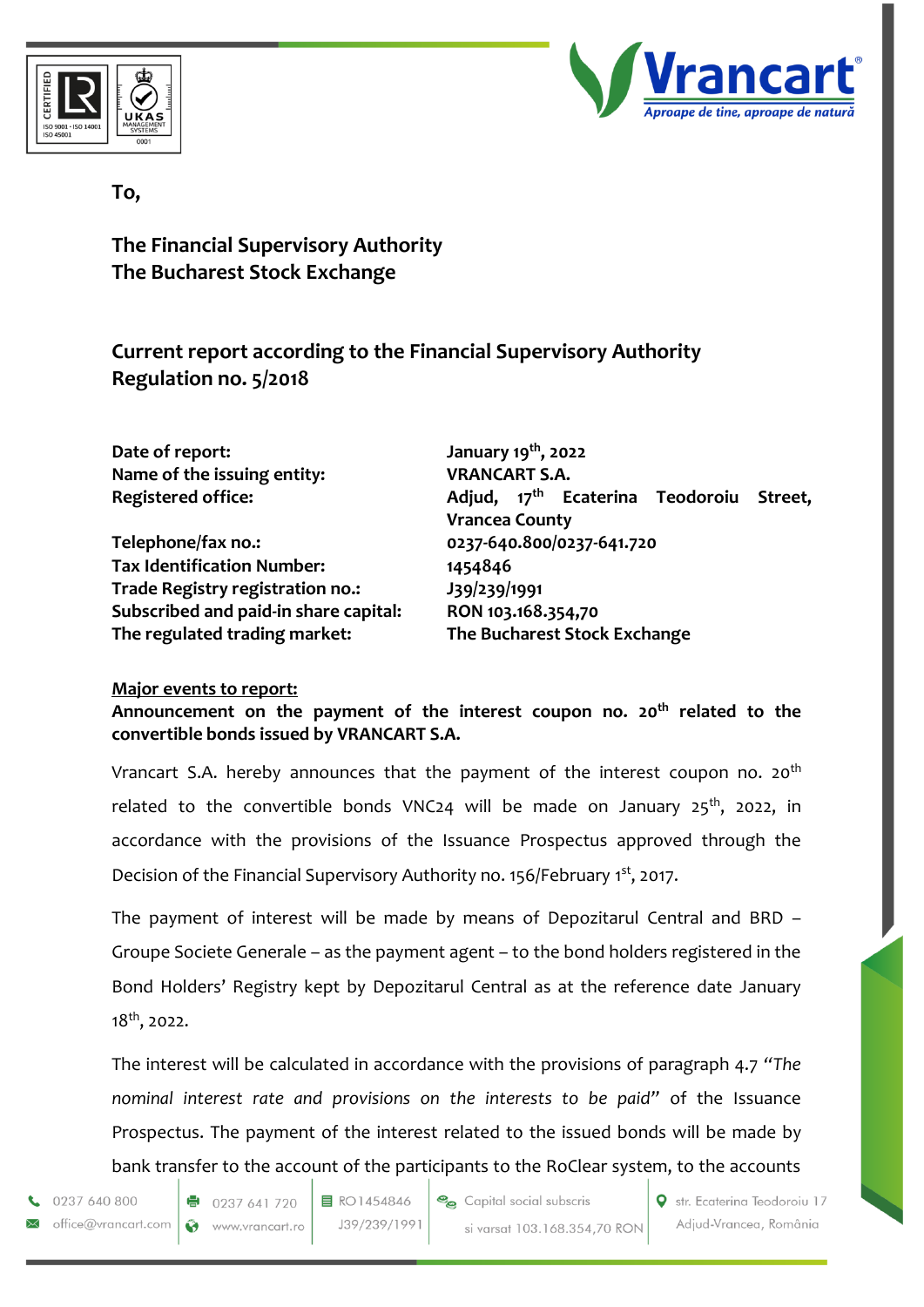To,

**The Financial Supervisory Authority**
**The Bucharest Stock Exchange**

## Current report according to the Financial Supervisory Authority Regulation no. 5/2018

| | |
|---|---|
| **Date of report:** | **January 19th, 2022** |
| **Name of the issuing entity:** | **VRANCART S.A.** |
| **Registered office:** | **Adjud, 17th Ecaterina Teodoroiu Street, Vrancea County** |
| **Telephone/fax no.:** | **0237-640.800/0237-641.720** |
| **Tax Identification Number:** | **1454846** |
| **Trade Registry registration no.:** | **J39/239/1991** |
| **Subscribed and paid-in share capital:** | **RON 103.168.354,70** |
| **The regulated trading market:** | **The Bucharest Stock Exchange** |

**Major events to report:**

**Announcement on the payment of the interest coupon no. 20th related to the convertible bonds issued by VRANCART S.A.**

Vrancart S.A. hereby announces that the payment of the interest coupon no. 20th related to the convertible bonds VNC24 will be made on January 25th, 2022, in accordance with the provisions of the Issuance Prospectus approved through the Decision of the Financial Supervisory Authority no. 156/February 1st, 2017.

The payment of interest will be made by means of Depozitarul Central and BRD – Groupe Societe Generale – as the payment agent – to the bond holders registered in the Bond Holders' Registry kept by Depozitarul Central as at the reference date January 18th, 2022.

The interest will be calculated in accordance with the provisions of paragraph 4.7 *"The nominal interest rate and provisions on the interests to be paid"* of the Issuance Prospectus. The payment of the interest related to the issued bonds will be made by bank transfer to the account of the participants to the RoClear system, to the accounts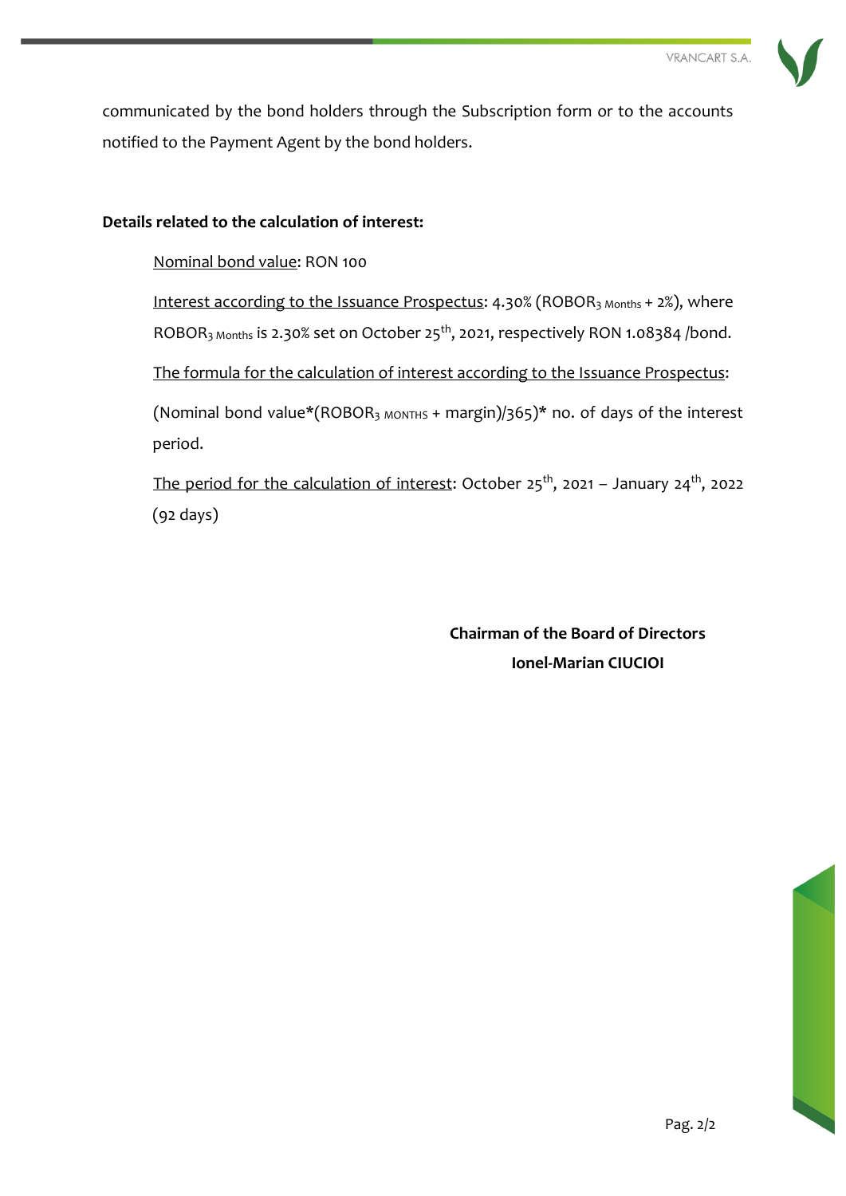communicated by the bond holders through the Subscription form or to the accounts notified to the Payment Agent by the bond holders.

**Details related to the calculation of interest:**

Nominal bond value: RON 100

Interest according to the Issuance Prospectus: 4.30% ($ROBOR_{3\ Months}$ + 2%), where $ROBOR_{3\ Months}$ is 2.30% set on October 25th, 2021, respectively RON 1.08384 /bond.

The formula for the calculation of interest according to the Issuance Prospectus:

(Nominal bond value*($ROBOR_{3\ MONTHS}$ + margin)/365)* no. of days of the interest period.

The period for the calculation of interest: October 25th, 2021 – January 24th, 2022 (92 days)

**Chairman of the Board of Directors**
**Ionel-Marian CIUCIOI**